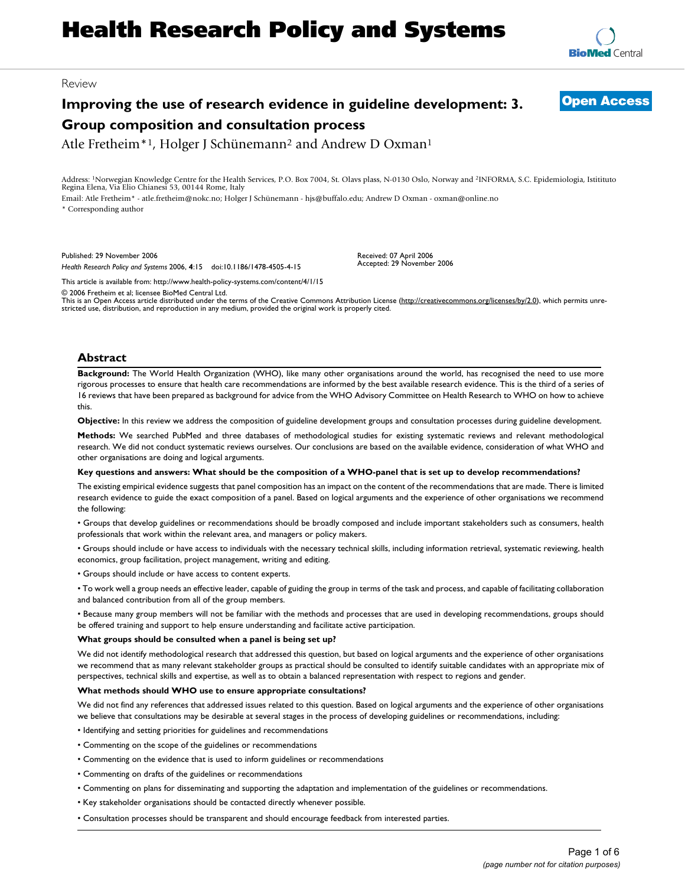# Health Research Policy and Systems

Review

**Open Access**

## Improving the use of research evidence in guideline development: 3. Group composition and consultation process

Atle Fretheim*[1], Holger J Schünemann[2] and Andrew D Oxman[1]

Address: [1]Norwegian Knowledge Centre for the Health Services, P.O. Box 7004, St. Olavs plass, N-0130 Oslo, Norway and [2]INFORMA, S.C. Epidemiologia, Istitituto Regina Elena, Via Elio Chianesi 53, 00144 Rome, Italy

Email: Atle Fretheim* - atle.fretheim@nokc.no; Holger J Schünemann - hjs@buffalo.edu; Andrew D Oxman - oxman@online.no

\* Corresponding author

Published: 29 November 2006

*Health Research Policy and Systems* 2006, **4**:15 doi:10.1186/1478-4505-4-15

Received: 07 April 2006
Accepted: 29 November 2006

This article is available from: http://www.health-policy-systems.com/content/4/1/15

© 2006 Fretheim et al; licensee BioMed Central Ltd.
This is an Open Access article distributed under the terms of the Creative Commons Attribution License (http://creativecommons.org/licenses/by/2.0), which permits unrestricted use, distribution, and reproduction in any medium, provided the original work is properly cited.

## Abstract

**Background:** The World Health Organization (WHO), like many other organisations around the world, has recognised the need to use more rigorous processes to ensure that health care recommendations are informed by the best available research evidence. This is the third of a series of 16 reviews that have been prepared as background for advice from the WHO Advisory Committee on Health Research to WHO on how to achieve this.

**Objective:** In this review we address the composition of guideline development groups and consultation processes during guideline development.

**Methods:** We searched PubMed and three databases of methodological studies for existing systematic reviews and relevant methodological research. We did not conduct systematic reviews ourselves. Our conclusions are based on the available evidence, consideration of what WHO and other organisations are doing and logical arguments.

**Key questions and answers: What should be the composition of a WHO-panel that is set up to develop recommendations?**

The existing empirical evidence suggests that panel composition has an impact on the content of the recommendations that are made. There is limited research evidence to guide the exact composition of a panel. Based on logical arguments and the experience of other organisations we recommend the following:

- Groups that develop guidelines or recommendations should be broadly composed and include important stakeholders such as consumers, health professionals that work within the relevant area, and managers or policy makers.
- Groups should include or have access to individuals with the necessary technical skills, including information retrieval, systematic reviewing, health economics, group facilitation, project management, writing and editing.
- Groups should include or have access to content experts.
- To work well a group needs an effective leader, capable of guiding the group in terms of the task and process, and capable of facilitating collaboration and balanced contribution from all of the group members.
- Because many group members will not be familiar with the methods and processes that are used in developing recommendations, groups should be offered training and support to help ensure understanding and facilitate active participation.

**What groups should be consulted when a panel is being set up?**

We did not identify methodological research that addressed this question, but based on logical arguments and the experience of other organisations we recommend that as many relevant stakeholder groups as practical should be consulted to identify suitable candidates with an appropriate mix of perspectives, technical skills and expertise, as well as to obtain a balanced representation with respect to regions and gender.

**What methods should WHO use to ensure appropriate consultations?**

We did not find any references that addressed issues related to this question. Based on logical arguments and the experience of other organisations we believe that consultations may be desirable at several stages in the process of developing guidelines or recommendations, including:

- Identifying and setting priorities for guidelines and recommendations
- Commenting on the scope of the guidelines or recommendations
- Commenting on the evidence that is used to inform guidelines or recommendations
- Commenting on drafts of the guidelines or recommendations
- Commenting on plans for disseminating and supporting the adaptation and implementation of the guidelines or recommendations.
- Key stakeholder organisations should be contacted directly whenever possible.
- Consultation processes should be transparent and should encourage feedback from interested parties.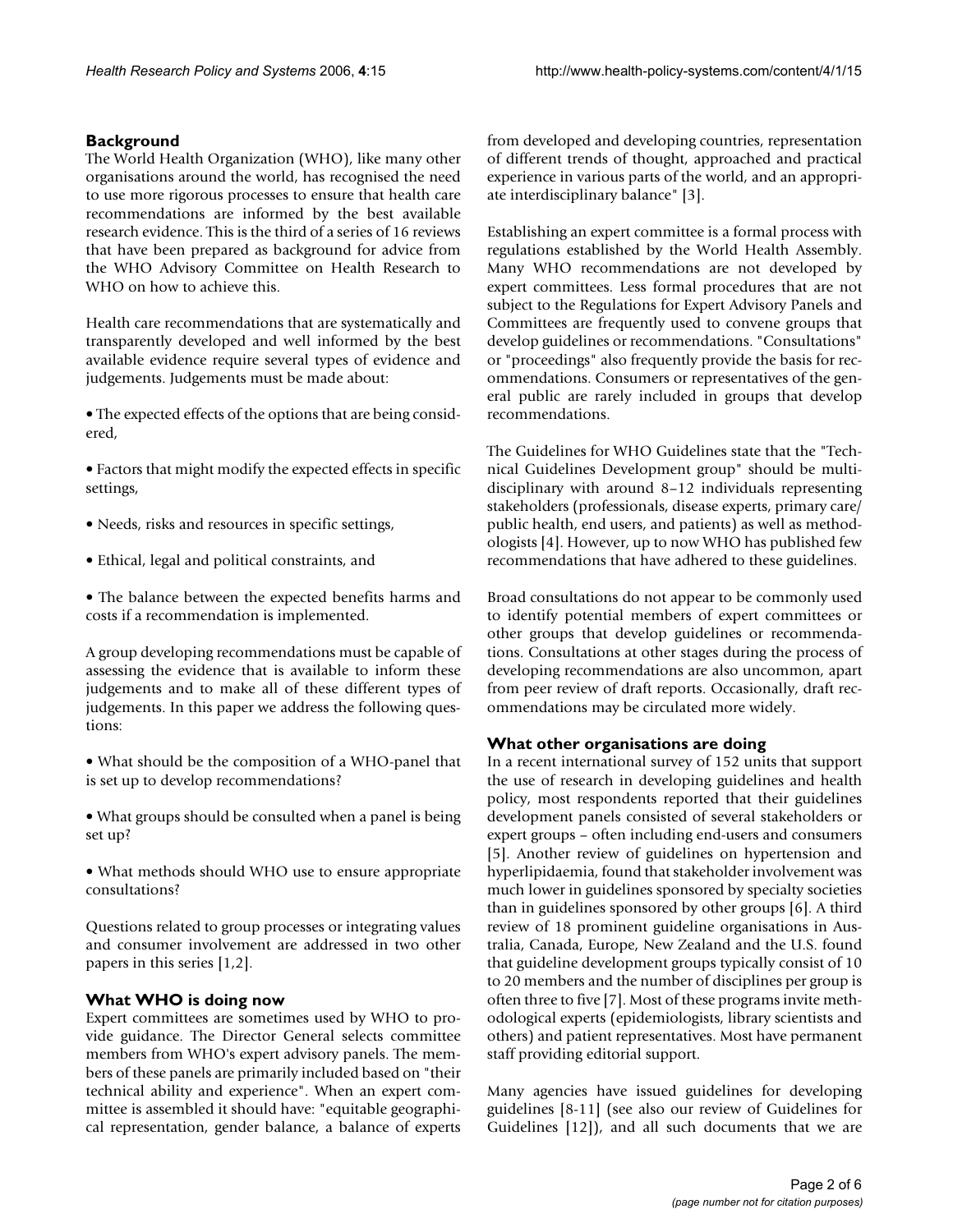## Background

The World Health Organization (WHO), like many other organisations around the world, has recognised the need to use more rigorous processes to ensure that health care recommendations are informed by the best available research evidence. This is the third of a series of 16 reviews that have been prepared as background for advice from the WHO Advisory Committee on Health Research to WHO on how to achieve this.

Health care recommendations that are systematically and transparently developed and well informed by the best available evidence require several types of evidence and judgements. Judgements must be made about:

• The expected effects of the options that are being considered,

• Factors that might modify the expected effects in specific settings,

• Needs, risks and resources in specific settings,

• Ethical, legal and political constraints, and

• The balance between the expected benefits harms and costs if a recommendation is implemented.

A group developing recommendations must be capable of assessing the evidence that is available to inform these judgements and to make all of these different types of judgements. In this paper we address the following questions:

• What should be the composition of a WHO-panel that is set up to develop recommendations?

• What groups should be consulted when a panel is being set up?

• What methods should WHO use to ensure appropriate consultations?

Questions related to group processes or integrating values and consumer involvement are addressed in two other papers in this series [1,2].

## What WHO is doing now

Expert committees are sometimes used by WHO to provide guidance. The Director General selects committee members from WHO's expert advisory panels. The members of these panels are primarily included based on "their technical ability and experience". When an expert committee is assembled it should have: "equitable geographical representation, gender balance, a balance of experts from developed and developing countries, representation of different trends of thought, approached and practical experience in various parts of the world, and an appropriate interdisciplinary balance" [3].

Establishing an expert committee is a formal process with regulations established by the World Health Assembly. Many WHO recommendations are not developed by expert committees. Less formal procedures that are not subject to the Regulations for Expert Advisory Panels and Committees are frequently used to convene groups that develop guidelines or recommendations. "Consultations" or "proceedings" also frequently provide the basis for recommendations. Consumers or representatives of the general public are rarely included in groups that develop recommendations.

The Guidelines for WHO Guidelines state that the "Technical Guidelines Development group" should be multidisciplinary with around 8–12 individuals representing stakeholders (professionals, disease experts, primary care/public health, end users, and patients) as well as methodologists [4]. However, up to now WHO has published few recommendations that have adhered to these guidelines.

Broad consultations do not appear to be commonly used to identify potential members of expert committees or other groups that develop guidelines or recommendations. Consultations at other stages during the process of developing recommendations are also uncommon, apart from peer review of draft reports. Occasionally, draft recommendations may be circulated more widely.

## What other organisations are doing

In a recent international survey of 152 units that support the use of research in developing guidelines and health policy, most respondents reported that their guidelines development panels consisted of several stakeholders or expert groups – often including end-users and consumers [5]. Another review of guidelines on hypertension and hyperlipidaemia, found that stakeholder involvement was much lower in guidelines sponsored by specialty societies than in guidelines sponsored by other groups [6]. A third review of 18 prominent guideline organisations in Australia, Canada, Europe, New Zealand and the U.S. found that guideline development groups typically consist of 10 to 20 members and the number of disciplines per group is often three to five [7]. Most of these programs invite methodological experts (epidemiologists, library scientists and others) and patient representatives. Most have permanent staff providing editorial support.

Many agencies have issued guidelines for developing guidelines [8-11] (see also our review of Guidelines for Guidelines [12]), and all such documents that we are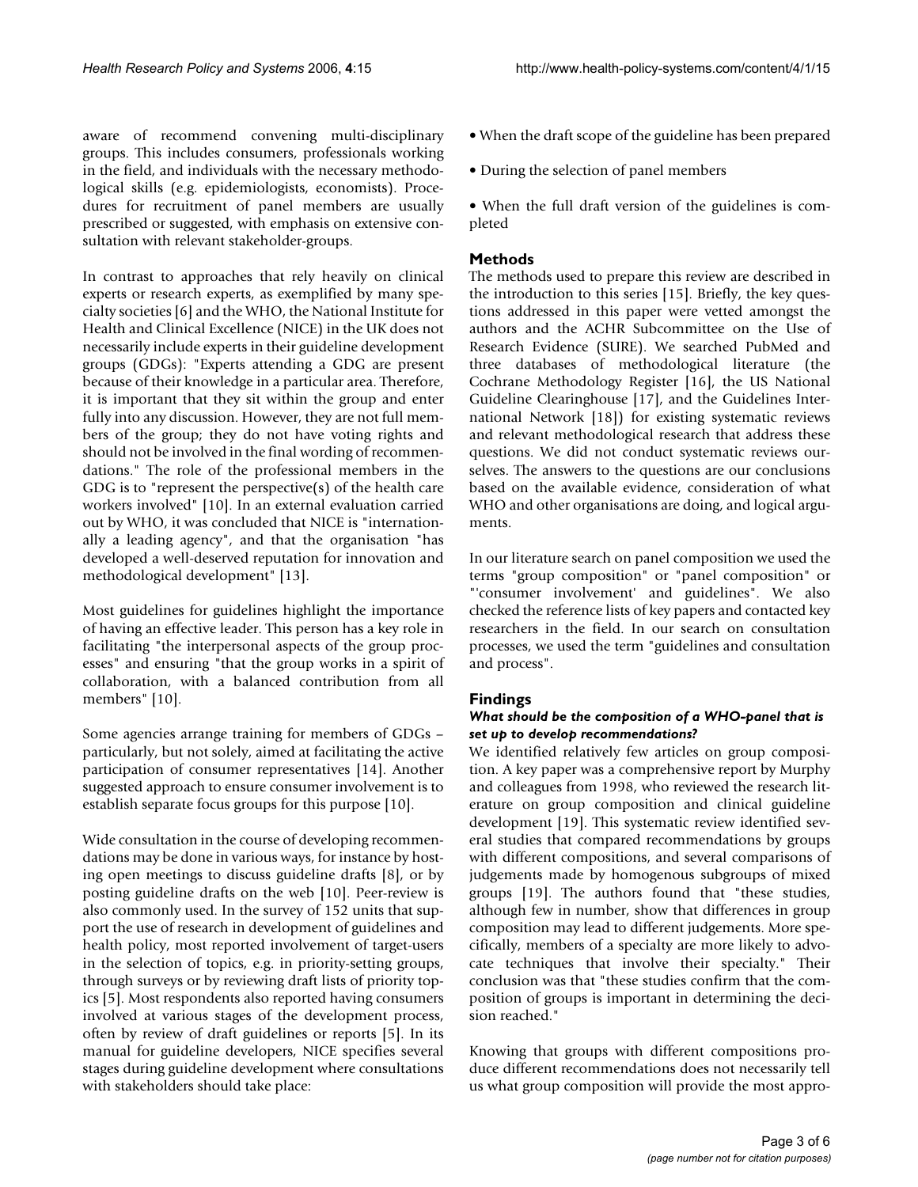aware of recommend convening multi-disciplinary groups. This includes consumers, professionals working in the field, and individuals with the necessary methodological skills (e.g. epidemiologists, economists). Procedures for recruitment of panel members are usually prescribed or suggested, with emphasis on extensive consultation with relevant stakeholder-groups.

In contrast to approaches that rely heavily on clinical experts or research experts, as exemplified by many specialty societies [6] and the WHO, the National Institute for Health and Clinical Excellence (NICE) in the UK does not necessarily include experts in their guideline development groups (GDGs): "Experts attending a GDG are present because of their knowledge in a particular area. Therefore, it is important that they sit within the group and enter fully into any discussion. However, they are not full members of the group; they do not have voting rights and should not be involved in the final wording of recommendations." The role of the professional members in the GDG is to "represent the perspective(s) of the health care workers involved" [10]. In an external evaluation carried out by WHO, it was concluded that NICE is "internationally a leading agency", and that the organisation "has developed a well-deserved reputation for innovation and methodological development" [13].

Most guidelines for guidelines highlight the importance of having an effective leader. This person has a key role in facilitating "the interpersonal aspects of the group processes" and ensuring "that the group works in a spirit of collaboration, with a balanced contribution from all members" [10].

Some agencies arrange training for members of GDGs – particularly, but not solely, aimed at facilitating the active participation of consumer representatives [14]. Another suggested approach to ensure consumer involvement is to establish separate focus groups for this purpose [10].

Wide consultation in the course of developing recommendations may be done in various ways, for instance by hosting open meetings to discuss guideline drafts [8], or by posting guideline drafts on the web [10]. Peer-review is also commonly used. In the survey of 152 units that support the use of research in development of guidelines and health policy, most reported involvement of target-users in the selection of topics, e.g. in priority-setting groups, through surveys or by reviewing draft lists of priority topics [5]. Most respondents also reported having consumers involved at various stages of the development process, often by review of draft guidelines or reports [5]. In its manual for guideline developers, NICE specifies several stages during guideline development where consultations with stakeholders should take place:

- When the draft scope of the guideline has been prepared
- During the selection of panel members
- When the full draft version of the guidelines is completed

## Methods

The methods used to prepare this review are described in the introduction to this series [15]. Briefly, the key questions addressed in this paper were vetted amongst the authors and the ACHR Subcommittee on the Use of Research Evidence (SURE). We searched PubMed and three databases of methodological literature (the Cochrane Methodology Register [16], the US National Guideline Clearinghouse [17], and the Guidelines International Network [18]) for existing systematic reviews and relevant methodological research that address these questions. We did not conduct systematic reviews ourselves. The answers to the questions are our conclusions based on the available evidence, consideration of what WHO and other organisations are doing, and logical arguments.

In our literature search on panel composition we used the terms "group composition" or "panel composition" or "'consumer involvement' and guidelines". We also checked the reference lists of key papers and contacted key researchers in the field. In our search on consultation processes, we used the term "guidelines and consultation and process".

## Findings

### *What should be the composition of a WHO-panel that is set up to develop recommendations?*

We identified relatively few articles on group composition. A key paper was a comprehensive report by Murphy and colleagues from 1998, who reviewed the research literature on group composition and clinical guideline development [19]. This systematic review identified several studies that compared recommendations by groups with different compositions, and several comparisons of judgements made by homogenous subgroups of mixed groups [19]. The authors found that "these studies, although few in number, show that differences in group composition may lead to different judgements. More specifically, members of a specialty are more likely to advocate techniques that involve their specialty." Their conclusion was that "these studies confirm that the composition of groups is important in determining the decision reached."

Knowing that groups with different compositions produce different recommendations does not necessarily tell us what group composition will provide the most appro-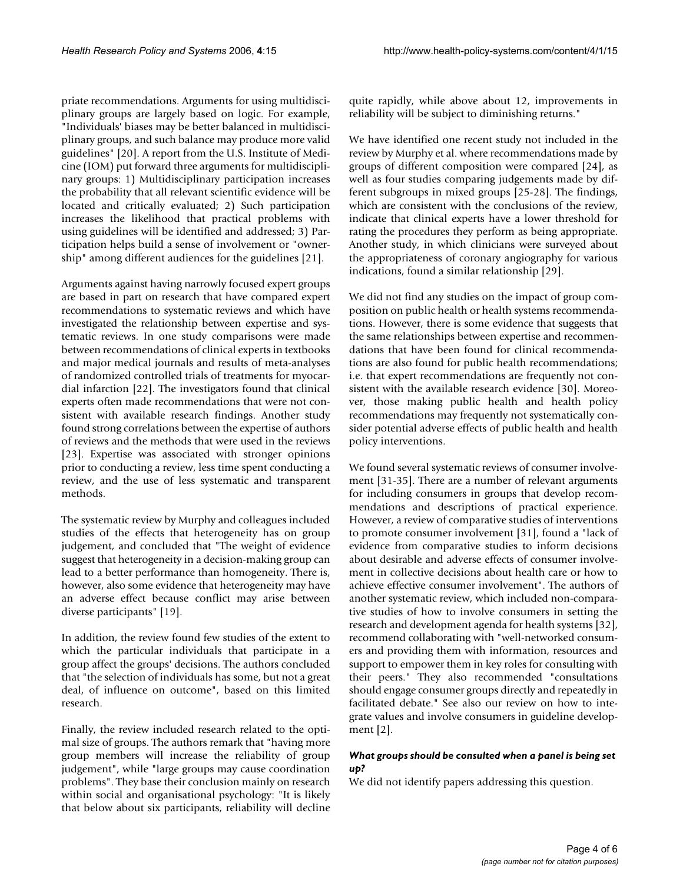priate recommendations. Arguments for using multidisciplinary groups are largely based on logic. For example, "Individuals' biases may be better balanced in multidisciplinary groups, and such balance may produce more valid guidelines" [20]. A report from the U.S. Institute of Medicine (IOM) put forward three arguments for multidisciplinary groups: 1) Multidisciplinary participation increases the probability that all relevant scientific evidence will be located and critically evaluated; 2) Such participation increases the likelihood that practical problems with using guidelines will be identified and addressed; 3) Participation helps build a sense of involvement or "ownership" among different audiences for the guidelines [21].

Arguments against having narrowly focused expert groups are based in part on research that have compared expert recommendations to systematic reviews and which have investigated the relationship between expertise and systematic reviews. In one study comparisons were made between recommendations of clinical experts in textbooks and major medical journals and results of meta-analyses of randomized controlled trials of treatments for myocardial infarction [22]. The investigators found that clinical experts often made recommendations that were not consistent with available research findings. Another study found strong correlations between the expertise of authors of reviews and the methods that were used in the reviews [23]. Expertise was associated with stronger opinions prior to conducting a review, less time spent conducting a review, and the use of less systematic and transparent methods.

The systematic review by Murphy and colleagues included studies of the effects that heterogeneity has on group judgement, and concluded that "The weight of evidence suggest that heterogeneity in a decision-making group can lead to a better performance than homogeneity. There is, however, also some evidence that heterogeneity may have an adverse effect because conflict may arise between diverse participants" [19].

In addition, the review found few studies of the extent to which the particular individuals that participate in a group affect the groups' decisions. The authors concluded that "the selection of individuals has some, but not a great deal, of influence on outcome", based on this limited research.

Finally, the review included research related to the optimal size of groups. The authors remark that "having more group members will increase the reliability of group judgement", while "large groups may cause coordination problems". They base their conclusion mainly on research within social and organisational psychology: "It is likely that below about six participants, reliability will decline quite rapidly, while above about 12, improvements in reliability will be subject to diminishing returns."

We have identified one recent study not included in the review by Murphy et al. where recommendations made by groups of different composition were compared [24], as well as four studies comparing judgements made by different subgroups in mixed groups [25-28]. The findings, which are consistent with the conclusions of the review, indicate that clinical experts have a lower threshold for rating the procedures they perform as being appropriate. Another study, in which clinicians were surveyed about the appropriateness of coronary angiography for various indications, found a similar relationship [29].

We did not find any studies on the impact of group composition on public health or health systems recommendations. However, there is some evidence that suggests that the same relationships between expertise and recommendations that have been found for clinical recommendations are also found for public health recommendations; i.e. that expert recommendations are frequently not consistent with the available research evidence [30]. Moreover, those making public health and health policy recommendations may frequently not systematically consider potential adverse effects of public health and health policy interventions.

We found several systematic reviews of consumer involvement [31-35]. There are a number of relevant arguments for including consumers in groups that develop recommendations and descriptions of practical experience. However, a review of comparative studies of interventions to promote consumer involvement [31], found a "lack of evidence from comparative studies to inform decisions about desirable and adverse effects of consumer involvement in collective decisions about health care or how to achieve effective consumer involvement". The authors of another systematic review, which included non-comparative studies of how to involve consumers in setting the research and development agenda for health systems [32], recommend collaborating with "well-networked consumers and providing them with information, resources and support to empower them in key roles for consulting with their peers." They also recommended "consultations should engage consumer groups directly and repeatedly in facilitated debate." See also our review on how to integrate values and involve consumers in guideline development [2].

#### *What groups should be consulted when a panel is being set up?*

We did not identify papers addressing this question.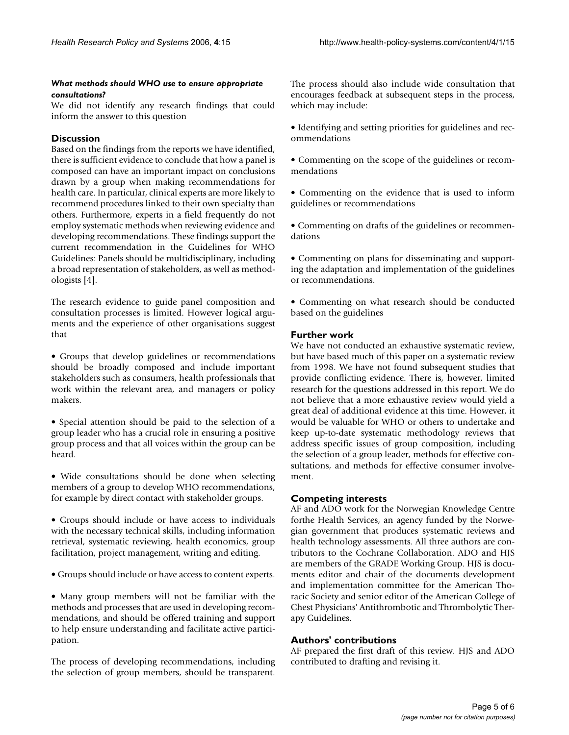#### *What methods should WHO use to ensure appropriate consultations?*

We did not identify any research findings that could inform the answer to this question

## Discussion

Based on the findings from the reports we have identified, there is sufficient evidence to conclude that how a panel is composed can have an important impact on conclusions drawn by a group when making recommendations for health care. In particular, clinical experts are more likely to recommend procedures linked to their own specialty than others. Furthermore, experts in a field frequently do not employ systematic methods when reviewing evidence and developing recommendations. These findings support the current recommendation in the Guidelines for WHO Guidelines: Panels should be multidisciplinary, including a broad representation of stakeholders, as well as methodologists [4].

The research evidence to guide panel composition and consultation processes is limited. However logical arguments and the experience of other organisations suggest that

- Groups that develop guidelines or recommendations should be broadly composed and include important stakeholders such as consumers, health professionals that work within the relevant area, and managers or policy makers.

- Special attention should be paid to the selection of a group leader who has a crucial role in ensuring a positive group process and that all voices within the group can be heard.

- Wide consultations should be done when selecting members of a group to develop WHO recommendations, for example by direct contact with stakeholder groups.

- Groups should include or have access to individuals with the necessary technical skills, including information retrieval, systematic reviewing, health economics, group facilitation, project management, writing and editing.

- Groups should include or have access to content experts.

- Many group members will not be familiar with the methods and processes that are used in developing recommendations, and should be offered training and support to help ensure understanding and facilitate active participation.

The process of developing recommendations, including the selection of group members, should be transparent. The process should also include wide consultation that encourages feedback at subsequent steps in the process, which may include:

- Identifying and setting priorities for guidelines and recommendations

- Commenting on the scope of the guidelines or recommendations

- Commenting on the evidence that is used to inform guidelines or recommendations

- Commenting on drafts of the guidelines or recommendations

- Commenting on plans for disseminating and supporting the adaptation and implementation of the guidelines or recommendations.

- Commenting on what research should be conducted based on the guidelines

## Further work

We have not conducted an exhaustive systematic review, but have based much of this paper on a systematic review from 1998. We have not found subsequent studies that provide conflicting evidence. There is, however, limited research for the questions addressed in this report. We do not believe that a more exhaustive review would yield a great deal of additional evidence at this time. However, it would be valuable for WHO or others to undertake and keep up-to-date systematic methodology reviews that address specific issues of group composition, including the selection of a group leader, methods for effective consultations, and methods for effective consumer involvement.

## Competing interests

AF and ADO work for the Norwegian Knowledge Centre forthe Health Services, an agency funded by the Norwegian government that produces systematic reviews and health technology assessments. All three authors are contributors to the Cochrane Collaboration. ADO and HJS are members of the GRADE Working Group. HJS is documents editor and chair of the documents development and implementation committee for the American Thoracic Society and senior editor of the American College of Chest Physicians' Antithrombotic and Thrombolytic Therapy Guidelines.

## Authors' contributions

AF prepared the first draft of this review. HJS and ADO contributed to drafting and revising it.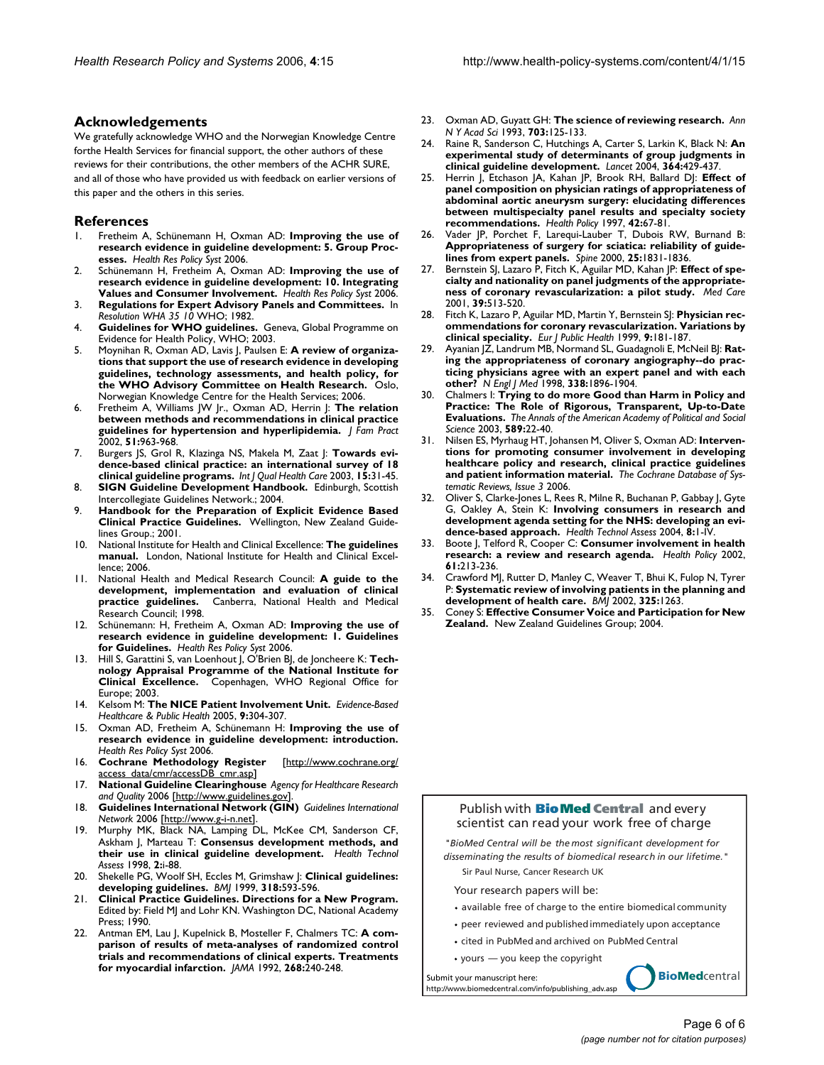## Acknowledgements

We gratefully acknowledge WHO and the Norwegian Knowledge Centre forthe Health Services for financial support, the other authors of these reviews for their contributions, the other members of the ACHR SURE, and all of those who have provided us with feedback on earlier versions of this paper and the others in this series.

## References

1. Fretheim A, Schünemann H, Oxman AD: **Improving the use of research evidence in guideline development: 5. Group Processes.** *Health Res Policy Syst* 2006.
2. Schünemann H, Fretheim A, Oxman AD: **Improving the use of research evidence in guideline development: 10. Integrating Values and Consumer Involvement.** *Health Res Policy Syst* 2006.
3. **Regulations for Expert Advisory Panels and Committees.** In *Resolution WHA 35 10* WHO; 1982.
4. **Guidelines for WHO guidelines.** Geneva, Global Programme on Evidence for Health Policy, WHO; 2003.
5. Moynihan R, Oxman AD, Lavis J, Paulsen E: **A review of organizations that support the use of research evidence in developing guidelines, technology assessments, and health policy, for the WHO Advisory Committee on Health Research.** Oslo, Norwegian Knowledge Centre for the Health Services; 2006.
6. Fretheim A, Williams JW Jr., Oxman AD, Herrin J: **The relation between methods and recommendations in clinical practice guidelines for hypertension and hyperlipidemia.** *J Fam Pract* 2002, **51:**963-968.
7. Burgers JS, Grol R, Klazinga NS, Makela M, Zaat J: **Towards evidence-based clinical practice: an international survey of 18 clinical guideline programs.** *Int J Qual Health Care* 2003, **15:**31-45.
8. **SIGN Guideline Development Handbook.** Edinburgh, Scottish Intercollegiate Guidelines Network.; 2004.
9. **Handbook for the Preparation of Explicit Evidence Based Clinical Practice Guidelines.** Wellington, New Zealand Guidelines Group.; 2001.
10. National Institute for Health and Clinical Excellence: **The guidelines manual.** London, National Institute for Health and Clinical Excellence; 2006.
11. National Health and Medical Research Council: **A guide to the development, implementation and evaluation of clinical practice guidelines.** Canberra, National Health and Medical Research Council; 1998.
12. Schünemann: H, Fretheim A, Oxman AD: **Improving the use of research evidence in guideline development: 1. Guidelines for Guidelines.** *Health Res Policy Syst* 2006.
13. Hill S, Garattini S, van Loenhout J, O'Brien BJ, de Joncheere K: **Technology Appraisal Programme of the National Institute for Clinical Excellence.** Copenhagen, WHO Regional Office for Europe; 2003.
14. Kelsom M: **The NICE Patient Involvement Unit.** *Evidence-Based Healthcare & Public Health* 2005, **9:**304-307.
15. Oxman AD, Fretheim A, Schünemann H: **Improving the use of research evidence in guideline development: introduction.** *Health Res Policy Syst* 2006.
16. **Cochrane Methodology Register** [http://www.cochrane.org/access_data/cmr/accessDB_cmr.asp]
17. **National Guideline Clearinghouse** *Agency for Healthcare Research and Quality* 2006 [http://www.guidelines.gov].
18. **Guidelines International Network (GIN)** *Guidelines International Network* 2006 [http://www.g-i-n.net].
19. Murphy MK, Black NA, Lamping DL, McKee CM, Sanderson CF, Askham J, Marteau T: **Consensus development methods, and their use in clinical guideline development.** *Health Technol Assess* 1998, **2:**i-88.
20. Shekelle PG, Woolf SH, Eccles M, Grimshaw J: **Clinical guidelines: developing guidelines.** *BMJ* 1999, **318:**593-596.
21. **Clinical Practice Guidelines. Directions for a New Program.** Edited by: Field MJ and Lohr KN. Washington DC, National Academy Press; 1990.
22. Antman EM, Lau J, Kupelnick B, Mosteller F, Chalmers TC: **A comparison of results of meta-analyses of randomized control trials and recommendations of clinical experts. Treatments for myocardial infarction.** *JAMA* 1992, **268:**240-248.
23. Oxman AD, Guyatt GH: **The science of reviewing research.** *Ann N Y Acad Sci* 1993, **703:**125-133.
24. Raine R, Sanderson C, Hutchings A, Carter S, Larkin K, Black N: **An experimental study of determinants of group judgments in clinical guideline development.** *Lancet* 2004, **364:**429-437.
25. Herrin J, Etchason JA, Kahan JP, Brook RH, Ballard DJ: **Effect of panel composition on physician ratings of appropriateness of abdominal aortic aneurysm surgery: elucidating differences between multispecialty panel results and specialty society recommendations.** *Health Policy* 1997, **42:**67-81.
26. Vader JP, Porchet F, Larequi-Lauber T, Dubois RW, Burnand B: **Appropriateness of surgery for sciatica: reliability of guidelines from expert panels.** *Spine* 2000, **25:**1831-1836.
27. Bernstein SJ, Lazaro P, Fitch K, Aguilar MD, Kahan JP: **Effect of specialty and nationality on panel judgments of the appropriateness of coronary revascularization: a pilot study.** *Med Care* 2001, **39:**513-520.
28. Fitch K, Lazaro P, Aguilar MD, Martin Y, Bernstein SJ: **Physician recommendations for coronary revascularization. Variations by clinical speciality.** *Eur J Public Health* 1999, **9:**181-187.
29. Ayanian JZ, Landrum MB, Normand SL, Guadagnoli E, McNeil BJ: **Rating the appropriateness of coronary angiography--do practicing physicians agree with an expert panel and with each other?** *N Engl J Med* 1998, **338:**1896-1904.
30. Chalmers I: **Trying to do more Good than Harm in Policy and Practice: The Role of Rigorous, Transparent, Up-to-Date Evaluations.** *The Annals of the American Academy of Political and Social Science* 2003, **589:**22-40.
31. Nilsen ES, Myrhaug HT, Johansen M, Oliver S, Oxman AD: **Interventions for promoting consumer involvement in developing healthcare policy and research, clinical practice guidelines and patient information material.** *The Cochrane Database of Systematic Reviews, Issue 3* 2006.
32. Oliver S, Clarke-Jones L, Rees R, Milne R, Buchanan P, Gabbay J, Gyte G, Oakley A, Stein K: **Involving consumers in research and development agenda setting for the NHS: developing an evidence-based approach.** *Health Technol Assess* 2004, **8:**1-IV.
33. Boote J, Telford R, Cooper C: **Consumer involvement in health research: a review and research agenda.** *Health Policy* 2002, **61:**213-236.
34. Crawford MJ, Rutter D, Manley C, Weaver T, Bhui K, Fulop N, Tyrer P: **Systematic review of involving patients in the planning and development of health care.** *BMJ* 2002, **325:**1263.
35. Coney S: **Effective Consumer Voice and Participation for New Zealand.** New Zealand Guidelines Group; 2004.

Publish with **BioMed Central** and every scientist can read your work free of charge

*"BioMed Central will be the most significant development for disseminating the results of biomedical research in our lifetime."*

Sir Paul Nurse, Cancer Research UK

Your research papers will be:

- available free of charge to the entire biomedical community
- peer reviewed and published immediately upon acceptance
- cited in PubMed and archived on PubMed Central
- yours — you keep the copyright

Submit your manuscript here:
http://www.biomedcentral.com/info/publishing_adv.asp

**BioMed**central